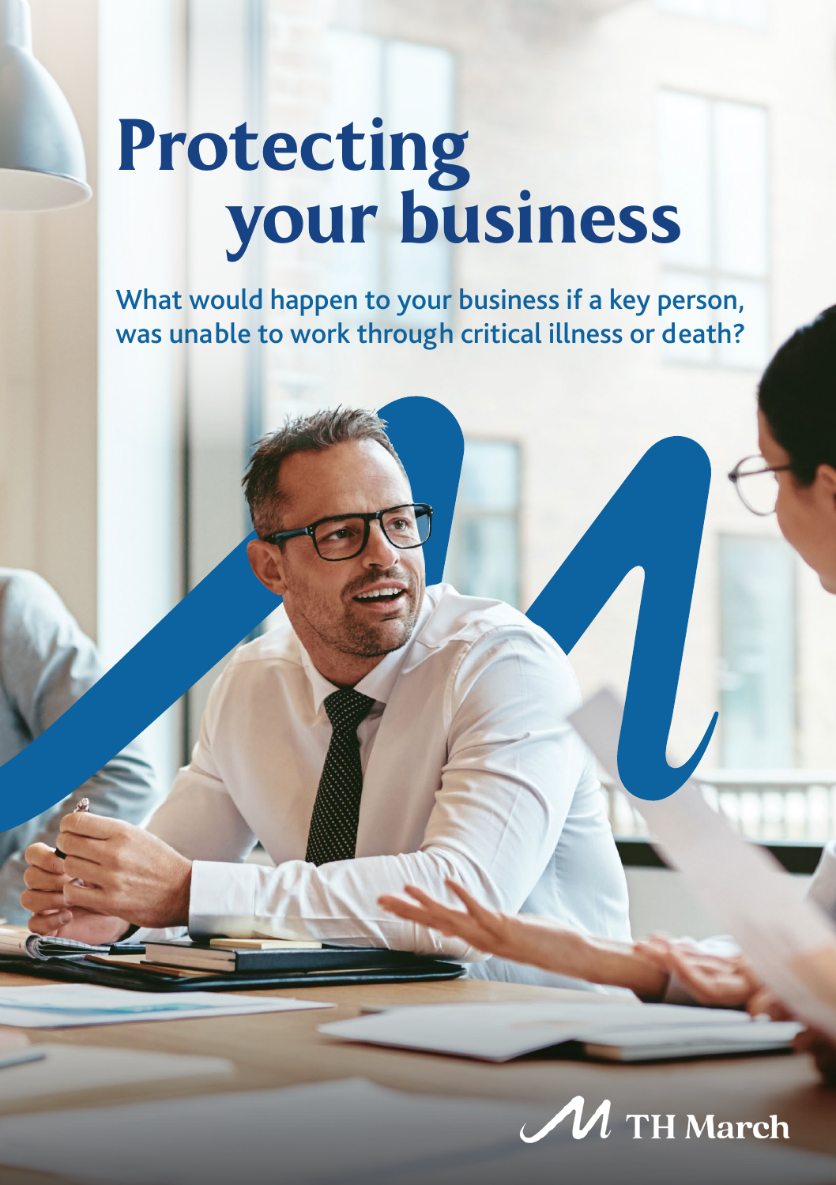# Protecting your business

What would happen to your business if a key person, was unable to work through critical illness or death?

TH March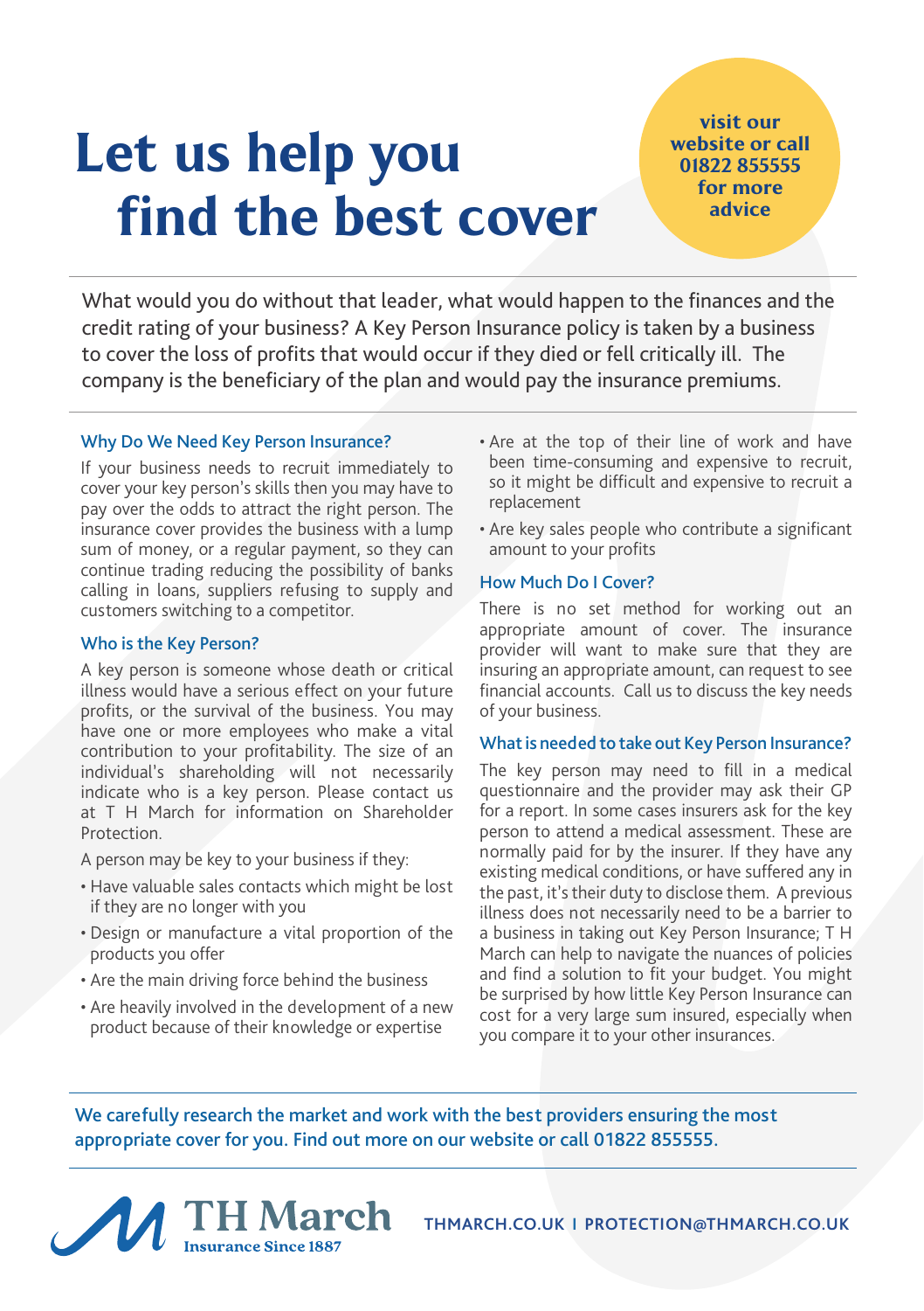# Let us help you find the best cover

**visit our website or call 01822 855555 for more advice**

What would you do without that leader, what would happen to the finances and the credit rating of your business? A Key Person Insurance policy is taken by a business to cover the loss of profits that would occur if they died or fell critically ill. The company is the beneficiary of the plan and would pay the insurance premiums.

### Why Do We Need Key Person Insurance?

If your business needs to recruit immediately to cover your key person's skills then you may have to pay over the odds to attract the right person. The insurance cover provides the business with a lump sum of money, or a regular payment, so they can continue trading reducing the possibility of banks calling in loans, suppliers refusing to supply and customers switching to a competitor.

### Who is the Key Person?

A key person is someone whose death or critical illness would have a serious effect on your future profits, or the survival of the business. You may have one or more employees who make a vital contribution to your profitability. The size of an individual's shareholding will not necessarily indicate who is a key person. Please contact us at T H March for information on Shareholder Protection.

A person may be key to your business if they:

- Have valuable sales contacts which might be lost if they are no longer with you
- Design or manufacture a vital proportion of the products you offer
- Are the main driving force behind the business
- Are heavily involved in the development of a new product because of their knowledge or expertise
- Are at the top of their line of work and have been time-consuming and expensive to recruit, so it might be difficult and expensive to recruit a replacement
- Are key sales people who contribute a significant amount to your profits

### How Much Do I Cover?

There is no set method for working out an appropriate amount of cover. The insurance provider will want to make sure that they are insuring an appropriate amount, can request to see financial accounts. Call us to discuss the key needs of your business.

### What is needed to take out Key Person Insurance?

The key person may need to fill in a medical questionnaire and the provider may ask their GP for a report. In some cases insurers ask for the key person to attend a medical assessment. These are normally paid for by the insurer. If they have any existing medical conditions, or have suffered any in the past, it's their duty to disclose them. A previous illness does not necessarily need to be a barrier to a business in taking out Key Person Insurance; T H March can help to navigate the nuances of policies and find a solution to fit your budget. You might be surprised by how little Key Person Insurance can cost for a very large sum insured, especially when you compare it to your other insurances.

We carefully research the market and work with the best providers ensuring the most appropriate cover for you. Find out more on our website or call 01822 855555.

TH March
Insurance Since 1887

THMARCH.CO.UK | PROTECTION@THMARCH.CO.UK